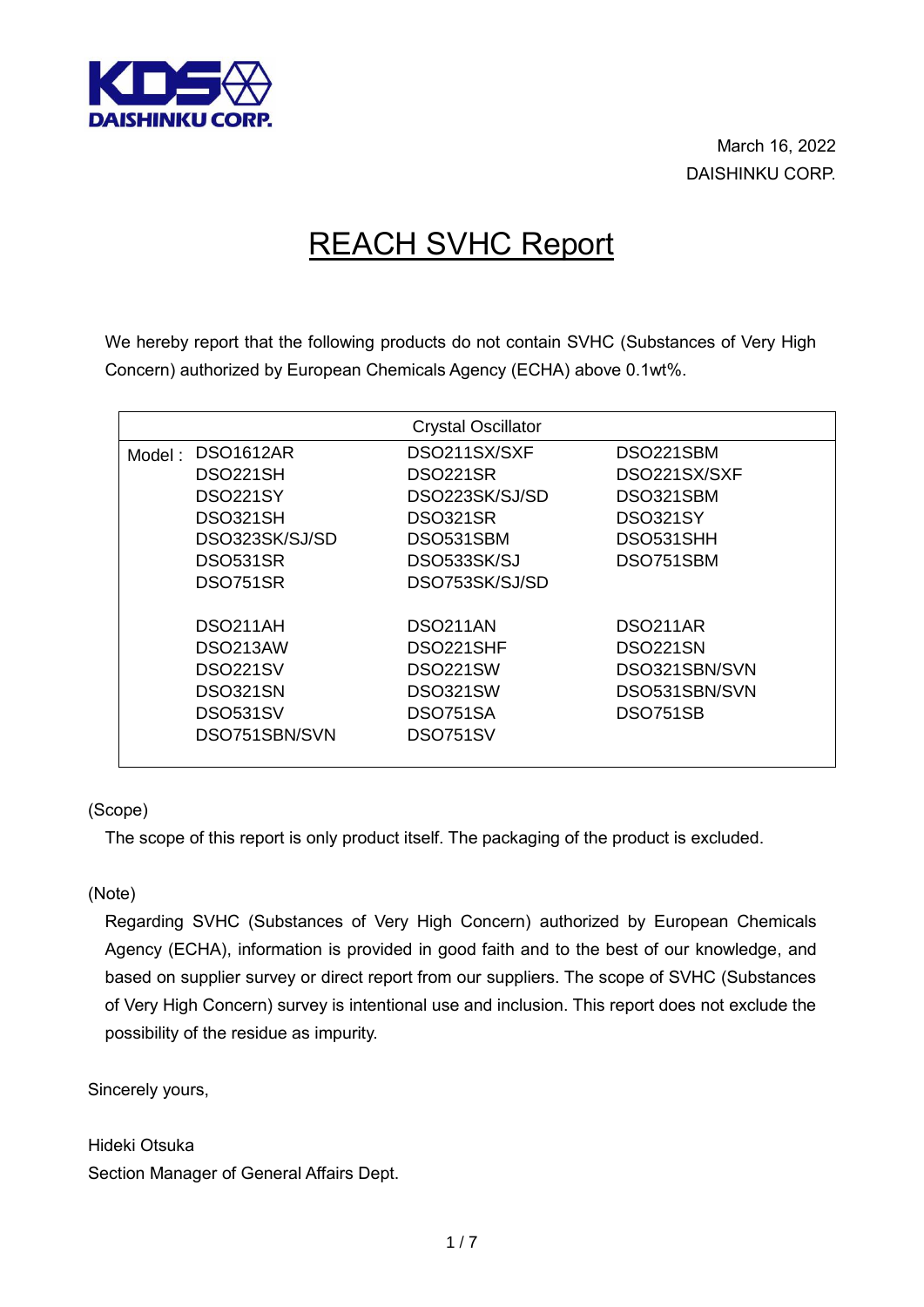KDS DAISHINKU CORP.

March 16, 2022
DAISHINKU CORP.

# REACH SVHC Report

We hereby report that the following products do not contain SVHC (Substances of Very High Concern) authorized by European Chemicals Agency (ECHA) above 0.1wt%.

| Crystal Oscillator | | | |
|---|---|---|---|
| Model : | DSO1612AR | DSO211SX/SXF | DSO221SBM |
| | DSO221SH | DSO221SR | DSO221SX/SXF |
| | DSO221SY | DSO223SK/SJ/SD | DSO321SBM |
| | DSO321SH | DSO321SR | DSO321SY |
| | DSO323SK/SJ/SD | DSO531SBM | DSO531SHH |
| | DSO531SR | DSO533SK/SJ | DSO751SBM |
| | DSO751SR | DSO753SK/SJ/SD | |
| | | | |
| | DSO211AH | DSO211AN | DSO211AR |
| | DSO213AW | DSO221SHF | DSO221SN |
| | DSO221SV | DSO221SW | DSO321SBN/SVN |
| | DSO321SN | DSO321SW | DSO531SBN/SVN |
| | DSO531SV | DSO751SA | DSO751SB |
| | DSO751SBN/SVN | DSO751SV | |

(Scope)

The scope of this report is only product itself. The packaging of the product is excluded.

(Note)

Regarding SVHC (Substances of Very High Concern) authorized by European Chemicals Agency (ECHA), information is provided in good faith and to the best of our knowledge, and based on supplier survey or direct report from our suppliers. The scope of SVHC (Substances of Very High Concern) survey is intentional use and inclusion. This report does not exclude the possibility of the residue as impurity.

Sincerely yours,

Hideki Otsuka
Section Manager of General Affairs Dept.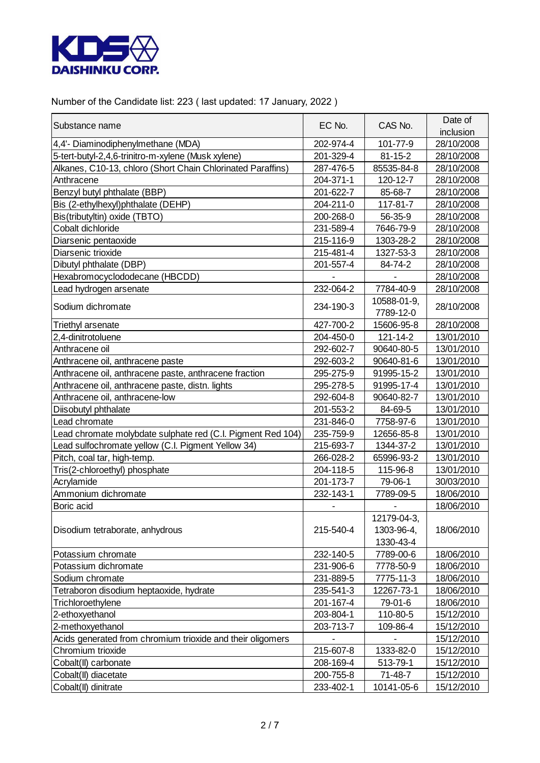Number of the Candidate list: 223 ( last updated: 17 January, 2022 )

| Substance name | EC No. | CAS No. | Date of inclusion |
|---|---|---|---|
| 4,4'- Diaminodiphenylmethane (MDA) | 202-974-4 | 101-77-9 | 28/10/2008 |
| 5-tert-butyl-2,4,6-trinitro-m-xylene (Musk xylene) | 201-329-4 | 81-15-2 | 28/10/2008 |
| Alkanes, C10-13, chloro (Short Chain Chlorinated Paraffins) | 287-476-5 | 85535-84-8 | 28/10/2008 |
| Anthracene | 204-371-1 | 120-12-7 | 28/10/2008 |
| Benzyl butyl phthalate (BBP) | 201-622-7 | 85-68-7 | 28/10/2008 |
| Bis (2-ethylhexyl)phthalate (DEHP) | 204-211-0 | 117-81-7 | 28/10/2008 |
| Bis(tributyltin) oxide (TBTO) | 200-268-0 | 56-35-9 | 28/10/2008 |
| Cobalt dichloride | 231-589-4 | 7646-79-9 | 28/10/2008 |
| Diarsenic pentaoxide | 215-116-9 | 1303-28-2 | 28/10/2008 |
| Diarsenic trioxide | 215-481-4 | 1327-53-3 | 28/10/2008 |
| Dibutyl phthalate (DBP) | 201-557-4 | 84-74-2 | 28/10/2008 |
| Hexabromocyclododecane (HBCDD) | - | - | 28/10/2008 |
| Lead hydrogen arsenate | 232-064-2 | 7784-40-9 | 28/10/2008 |
| Sodium dichromate | 234-190-3 | 10588-01-9, 7789-12-0 | 28/10/2008 |
| Triethyl arsenate | 427-700-2 | 15606-95-8 | 28/10/2008 |
| 2,4-dinitrotoluene | 204-450-0 | 121-14-2 | 13/01/2010 |
| Anthracene oil | 292-602-7 | 90640-80-5 | 13/01/2010 |
| Anthracene oil, anthracene paste | 292-603-2 | 90640-81-6 | 13/01/2010 |
| Anthracene oil, anthracene paste, anthracene fraction | 295-275-9 | 91995-15-2 | 13/01/2010 |
| Anthracene oil, anthracene paste, distn. lights | 295-278-5 | 91995-17-4 | 13/01/2010 |
| Anthracene oil, anthracene-low | 292-604-8 | 90640-82-7 | 13/01/2010 |
| Diisobutyl phthalate | 201-553-2 | 84-69-5 | 13/01/2010 |
| Lead chromate | 231-846-0 | 7758-97-6 | 13/01/2010 |
| Lead chromate molybdate sulphate red (C.I. Pigment Red 104) | 235-759-9 | 12656-85-8 | 13/01/2010 |
| Lead sulfochromate yellow (C.I. Pigment Yellow 34) | 215-693-7 | 1344-37-2 | 13/01/2010 |
| Pitch, coal tar, high-temp. | 266-028-2 | 65996-93-2 | 13/01/2010 |
| Tris(2-chloroethyl) phosphate | 204-118-5 | 115-96-8 | 13/01/2010 |
| Acrylamide | 201-173-7 | 79-06-1 | 30/03/2010 |
| Ammonium dichromate | 232-143-1 | 7789-09-5 | 18/06/2010 |
| Boric acid | - | - | 18/06/2010 |
| Disodium tetraborate, anhydrous | 215-540-4 | 12179-04-3, 1303-96-4, 1330-43-4 | 18/06/2010 |
| Potassium chromate | 232-140-5 | 7789-00-6 | 18/06/2010 |
| Potassium dichromate | 231-906-6 | 7778-50-9 | 18/06/2010 |
| Sodium chromate | 231-889-5 | 7775-11-3 | 18/06/2010 |
| Tetraboron disodium heptaoxide, hydrate | 235-541-3 | 12267-73-1 | 18/06/2010 |
| Trichloroethylene | 201-167-4 | 79-01-6 | 18/06/2010 |
| 2-ethoxyethanol | 203-804-1 | 110-80-5 | 15/12/2010 |
| 2-methoxyethanol | 203-713-7 | 109-86-4 | 15/12/2010 |
| Acids generated from chromium trioxide and their oligomers | - | - | 15/12/2010 |
| Chromium trioxide | 215-607-8 | 1333-82-0 | 15/12/2010 |
| Cobalt(II) carbonate | 208-169-4 | 513-79-1 | 15/12/2010 |
| Cobalt(II) diacetate | 200-755-8 | 71-48-7 | 15/12/2010 |
| Cobalt(II) dinitrate | 233-402-1 | 10141-05-6 | 15/12/2010 |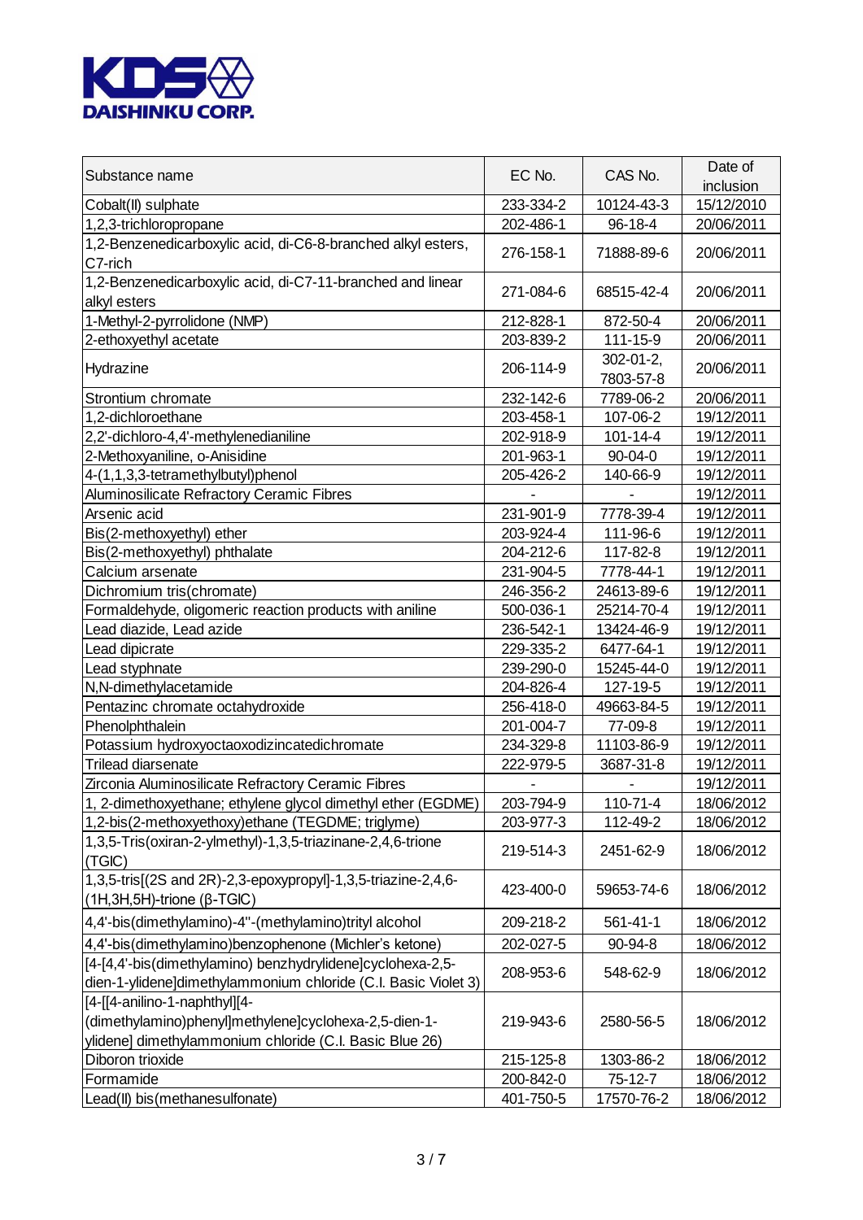KDS DAISHINKU CORP.

| Substance name | EC No. | CAS No. | Date of inclusion |
|---|---|---|---|
| Cobalt(II) sulphate | 233-334-2 | 10124-43-3 | 15/12/2010 |
| 1,2,3-trichloropropane | 202-486-1 | 96-18-4 | 20/06/2011 |
| 1,2-Benzenedicarboxylic acid, di-C6-8-branched alkyl esters, C7-rich | 276-158-1 | 71888-89-6 | 20/06/2011 |
| 1,2-Benzenedicarboxylic acid, di-C7-11-branched and linear alkyl esters | 271-084-6 | 68515-42-4 | 20/06/2011 |
| 1-Methyl-2-pyrrolidone (NMP) | 212-828-1 | 872-50-4 | 20/06/2011 |
| 2-ethoxyethyl acetate | 203-839-2 | 111-15-9 | 20/06/2011 |
| Hydrazine | 206-114-9 | 302-01-2, 7803-57-8 | 20/06/2011 |
| Strontium chromate | 232-142-6 | 7789-06-2 | 20/06/2011 |
| 1,2-dichloroethane | 203-458-1 | 107-06-2 | 19/12/2011 |
| 2,2'-dichloro-4,4'-methylenedianiline | 202-918-9 | 101-14-4 | 19/12/2011 |
| 2-Methoxyaniline, o-Anisidine | 201-963-1 | 90-04-0 | 19/12/2011 |
| 4-(1,1,3,3-tetramethylbutyl)phenol | 205-426-2 | 140-66-9 | 19/12/2011 |
| Aluminosilicate Refractory Ceramic Fibres | - | - | 19/12/2011 |
| Arsenic acid | 231-901-9 | 7778-39-4 | 19/12/2011 |
| Bis(2-methoxyethyl) ether | 203-924-4 | 111-96-6 | 19/12/2011 |
| Bis(2-methoxyethyl) phthalate | 204-212-6 | 117-82-8 | 19/12/2011 |
| Calcium arsenate | 231-904-5 | 7778-44-1 | 19/12/2011 |
| Dichromium tris(chromate) | 246-356-2 | 24613-89-6 | 19/12/2011 |
| Formaldehyde, oligomeric reaction products with aniline | 500-036-1 | 25214-70-4 | 19/12/2011 |
| Lead diazide, Lead azide | 236-542-1 | 13424-46-9 | 19/12/2011 |
| Lead dipicrate | 229-335-2 | 6477-64-1 | 19/12/2011 |
| Lead styphnate | 239-290-0 | 15245-44-0 | 19/12/2011 |
| N,N-dimethylacetamide | 204-826-4 | 127-19-5 | 19/12/2011 |
| Pentazinc chromate octahydroxide | 256-418-0 | 49663-84-5 | 19/12/2011 |
| Phenolphthalein | 201-004-7 | 77-09-8 | 19/12/2011 |
| Potassium hydroxyoctaoxodizincatedichromate | 234-329-8 | 11103-86-9 | 19/12/2011 |
| Trilead diarsenate | 222-979-5 | 3687-31-8 | 19/12/2011 |
| Zirconia Aluminosilicate Refractory Ceramic Fibres | - | - | 19/12/2011 |
| 1, 2-dimethoxyethane; ethylene glycol dimethyl ether (EGDME) | 203-794-9 | 110-71-4 | 18/06/2012 |
| 1,2-bis(2-methoxyethoxy)ethane (TEGDME; triglyme) | 203-977-3 | 112-49-2 | 18/06/2012 |
| 1,3,5-Tris(oxiran-2-ylmethyl)-1,3,5-triazinane-2,4,6-trione (TGIC) | 219-514-3 | 2451-62-9 | 18/06/2012 |
| 1,3,5-tris[(2S and 2R)-2,3-epoxypropyl]-1,3,5-triazine-2,4,6-(1H,3H,5H)-trione (β-TGIC) | 423-400-0 | 59653-74-6 | 18/06/2012 |
| 4,4'-bis(dimethylamino)-4''-(methylamino)trityl alcohol | 209-218-2 | 561-41-1 | 18/06/2012 |
| 4,4'-bis(dimethylamino)benzophenone (Michler's ketone) | 202-027-5 | 90-94-8 | 18/06/2012 |
| [4-[4,4'-bis(dimethylamino) benzhydrylidene]cyclohexa-2,5-dien-1-ylidene]dimethylammonium chloride (C.I. Basic Violet 3) | 208-953-6 | 548-62-9 | 18/06/2012 |
| [4-[[4-anilino-1-naphthyl][4-(dimethylamino)phenyl]methylene]cyclohexa-2,5-dien-1-ylidene] dimethylammonium chloride (C.I. Basic Blue 26) | 219-943-6 | 2580-56-5 | 18/06/2012 |
| Diboron trioxide | 215-125-8 | 1303-86-2 | 18/06/2012 |
| Formamide | 200-842-0 | 75-12-7 | 18/06/2012 |
| Lead(II) bis(methanesulfonate) | 401-750-5 | 17570-76-2 | 18/06/2012 |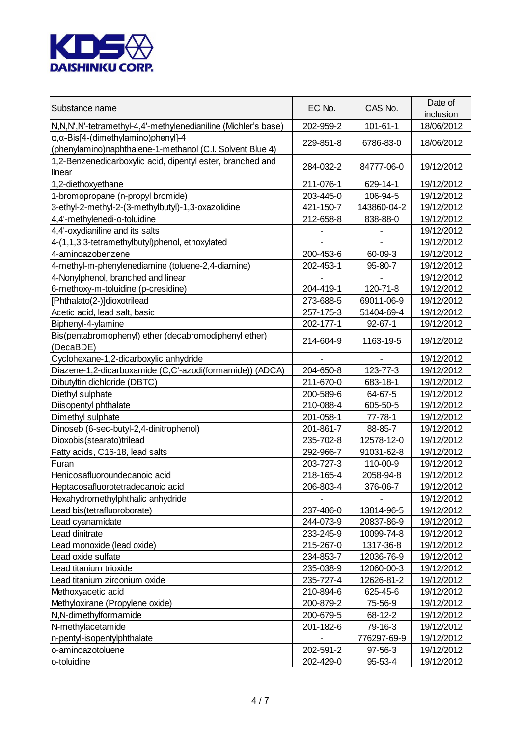**KDS DAISHINKU CORP.**

| Substance name | EC No. | CAS No. | Date of inclusion |
|---|---|---|---|
| N,N,N',N'-tetramethyl-4,4'-methylenedianiline (Michler's base) | 202-959-2 | 101-61-1 | 18/06/2012 |
| α,α-Bis[4-(dimethylamino)phenyl]-4 (phenylamino)naphthalene-1-methanol (C.I. Solvent Blue 4) | 229-851-8 | 6786-83-0 | 18/06/2012 |
| 1,2-Benzenedicarboxylic acid, dipentyl ester, branched and linear | 284-032-2 | 84777-06-0 | 19/12/2012 |
| 1,2-diethoxyethane | 211-076-1 | 629-14-1 | 19/12/2012 |
| 1-bromopropane (n-propyl bromide) | 203-445-0 | 106-94-5 | 19/12/2012 |
| 3-ethyl-2-methyl-2-(3-methylbutyl)-1,3-oxazolidine | 421-150-7 | 143860-04-2 | 19/12/2012 |
| 4,4'-methylenedi-o-toluidine | 212-658-8 | 838-88-0 | 19/12/2012 |
| 4,4'-oxydianiline and its salts | - | - | 19/12/2012 |
| 4-(1,1,3,3-tetramethylbutyl)phenol, ethoxylated | - | - | 19/12/2012 |
| 4-aminoazobenzene | 200-453-6 | 60-09-3 | 19/12/2012 |
| 4-methyl-m-phenylenediamine (toluene-2,4-diamine) | 202-453-1 | 95-80-7 | 19/12/2012 |
| 4-Nonylphenol, branched and linear | - | - | 19/12/2012 |
| 6-methoxy-m-toluidine (p-cresidine) | 204-419-1 | 120-71-8 | 19/12/2012 |
| [Phthalato(2-)]dioxotrilead | 273-688-5 | 69011-06-9 | 19/12/2012 |
| Acetic acid, lead salt, basic | 257-175-3 | 51404-69-4 | 19/12/2012 |
| Biphenyl-4-ylamine | 202-177-1 | 92-67-1 | 19/12/2012 |
| Bis(pentabromophenyl) ether (decabromodiphenyl ether) (DecaBDE) | 214-604-9 | 1163-19-5 | 19/12/2012 |
| Cyclohexane-1,2-dicarboxylic anhydride | - | - | 19/12/2012 |
| Diazene-1,2-dicarboxamide (C,C'-azodi(formamide)) (ADCA) | 204-650-8 | 123-77-3 | 19/12/2012 |
| Dibutyltin dichloride (DBTC) | 211-670-0 | 683-18-1 | 19/12/2012 |
| Diethyl sulphate | 200-589-6 | 64-67-5 | 19/12/2012 |
| Diisopentyl phthalate | 210-088-4 | 605-50-5 | 19/12/2012 |
| Dimethyl sulphate | 201-058-1 | 77-78-1 | 19/12/2012 |
| Dinoseb (6-sec-butyl-2,4-dinitrophenol) | 201-861-7 | 88-85-7 | 19/12/2012 |
| Dioxobis(stearato)trilead | 235-702-8 | 12578-12-0 | 19/12/2012 |
| Fatty acids, C16-18, lead salts | 292-966-7 | 91031-62-8 | 19/12/2012 |
| Furan | 203-727-3 | 110-00-9 | 19/12/2012 |
| Henicosafluoroundecanoic acid | 218-165-4 | 2058-94-8 | 19/12/2012 |
| Heptacosafluorotetradecanoic acid | 206-803-4 | 376-06-7 | 19/12/2012 |
| Hexahydromethylphthalic anhydride | - | - | 19/12/2012 |
| Lead bis(tetrafluoroborate) | 237-486-0 | 13814-96-5 | 19/12/2012 |
| Lead cyanamidate | 244-073-9 | 20837-86-9 | 19/12/2012 |
| Lead dinitrate | 233-245-9 | 10099-74-8 | 19/12/2012 |
| Lead monoxide (lead oxide) | 215-267-0 | 1317-36-8 | 19/12/2012 |
| Lead oxide sulfate | 234-853-7 | 12036-76-9 | 19/12/2012 |
| Lead titanium trioxide | 235-038-9 | 12060-00-3 | 19/12/2012 |
| Lead titanium zirconium oxide | 235-727-4 | 12626-81-2 | 19/12/2012 |
| Methoxyacetic acid | 210-894-6 | 625-45-6 | 19/12/2012 |
| Methyloxirane (Propylene oxide) | 200-879-2 | 75-56-9 | 19/12/2012 |
| N,N-dimethylformamide | 200-679-5 | 68-12-2 | 19/12/2012 |
| N-methylacetamide | 201-182-6 | 79-16-3 | 19/12/2012 |
| n-pentyl-isopentylphthalate | - | 776297-69-9 | 19/12/2012 |
| o-aminoazotoluene | 202-591-2 | 97-56-3 | 19/12/2012 |
| o-toluidine | 202-429-0 | 95-53-4 | 19/12/2012 |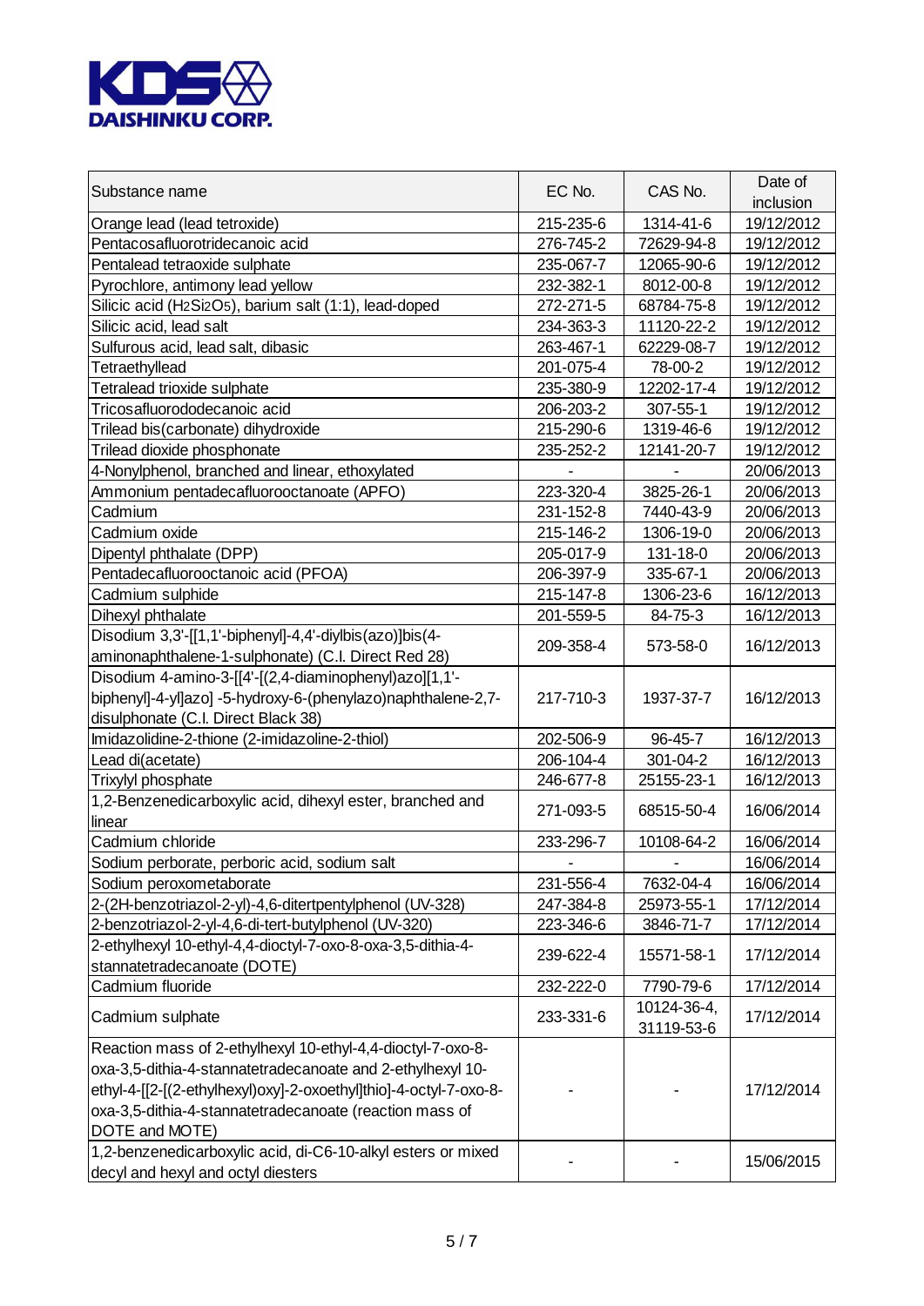**KDS DAISHINKU CORP.**

| Substance name | EC No. | CAS No. | Date of inclusion |
|---|---|---|---|
| Orange lead (lead tetroxide) | 215-235-6 | 1314-41-6 | 19/12/2012 |
| Pentacosafluorotridecanoic acid | 276-745-2 | 72629-94-8 | 19/12/2012 |
| Pentalead tetraoxide sulphate | 235-067-7 | 12065-90-6 | 19/12/2012 |
| Pyrochlore, antimony lead yellow | 232-382-1 | 8012-00-8 | 19/12/2012 |
| Silicic acid ($H_2Si_2O_5$), barium salt (1:1), lead-doped | 272-271-5 | 68784-75-8 | 19/12/2012 |
| Silicic acid, lead salt | 234-363-3 | 11120-22-2 | 19/12/2012 |
| Sulfurous acid, lead salt, dibasic | 263-467-1 | 62229-08-7 | 19/12/2012 |
| Tetraethyllead | 201-075-4 | 78-00-2 | 19/12/2012 |
| Tetralead trioxide sulphate | 235-380-9 | 12202-17-4 | 19/12/2012 |
| Tricosafluorododecanoic acid | 206-203-2 | 307-55-1 | 19/12/2012 |
| Trilead bis(carbonate) dihydroxide | 215-290-6 | 1319-46-6 | 19/12/2012 |
| Trilead dioxide phosphonate | 235-252-2 | 12141-20-7 | 19/12/2012 |
| 4-Nonylphenol, branched and linear, ethoxylated | - | - | 20/06/2013 |
| Ammonium pentadecafluorooctanoate (APFO) | 223-320-4 | 3825-26-1 | 20/06/2013 |
| Cadmium | 231-152-8 | 7440-43-9 | 20/06/2013 |
| Cadmium oxide | 215-146-2 | 1306-19-0 | 20/06/2013 |
| Dipentyl phthalate (DPP) | 205-017-9 | 131-18-0 | 20/06/2013 |
| Pentadecafluorooctanoic acid (PFOA) | 206-397-9 | 335-67-1 | 20/06/2013 |
| Cadmium sulphide | 215-147-8 | 1306-23-6 | 16/12/2013 |
| Dihexyl phthalate | 201-559-5 | 84-75-3 | 16/12/2013 |
| Disodium 3,3'-[[1,1'-biphenyl]-4,4'-diylbis(azo)]bis(4-aminonaphthalene-1-sulphonate) (C.I. Direct Red 28) | 209-358-4 | 573-58-0 | 16/12/2013 |
| Disodium 4-amino-3-[[4'-[(2,4-diaminophenyl)azo][1,1'-biphenyl]-4-yl]azo] -5-hydroxy-6-(phenylazo)naphthalene-2,7-disulphonate (C.I. Direct Black 38) | 217-710-3 | 1937-37-7 | 16/12/2013 |
| Imidazolidine-2-thione (2-imidazoline-2-thiol) | 202-506-9 | 96-45-7 | 16/12/2013 |
| Lead di(acetate) | 206-104-4 | 301-04-2 | 16/12/2013 |
| Trixylyl phosphate | 246-677-8 | 25155-23-1 | 16/12/2013 |
| 1,2-Benzenedicarboxylic acid, dihexyl ester, branched and linear | 271-093-5 | 68515-50-4 | 16/06/2014 |
| Cadmium chloride | 233-296-7 | 10108-64-2 | 16/06/2014 |
| Sodium perborate, perboric acid, sodium salt | - | - | 16/06/2014 |
| Sodium peroxometaborate | 231-556-4 | 7632-04-4 | 16/06/2014 |
| 2-(2H-benzotriazol-2-yl)-4,6-ditertpentylphenol (UV-328) | 247-384-8 | 25973-55-1 | 17/12/2014 |
| 2-benzotriazol-2-yl-4,6-di-tert-butylphenol (UV-320) | 223-346-6 | 3846-71-7 | 17/12/2014 |
| 2-ethylhexyl 10-ethyl-4,4-dioctyl-7-oxo-8-oxa-3,5-dithia-4-stannatetradecanoate (DOTE) | 239-622-4 | 15571-58-1 | 17/12/2014 |
| Cadmium fluoride | 232-222-0 | 7790-79-6 | 17/12/2014 |
| Cadmium sulphate | 233-331-6 | 10124-36-4, 31119-53-6 | 17/12/2014 |
| Reaction mass of 2-ethylhexyl 10-ethyl-4,4-dioctyl-7-oxo-8-oxa-3,5-dithia-4-stannatetradecanoate and 2-ethylhexyl 10-ethyl-4-[[2-[(2-ethylhexyl)oxy]-2-oxoethyl]thio]-4-octyl-7-oxo-8-oxa-3,5-dithia-4-stannatetradecanoate (reaction mass of DOTE and MOTE) | - | - | 17/12/2014 |
| 1,2-benzenedicarboxylic acid, di-C6-10-alkyl esters or mixed decyl and hexyl and octyl diesters | - | - | 15/06/2015 |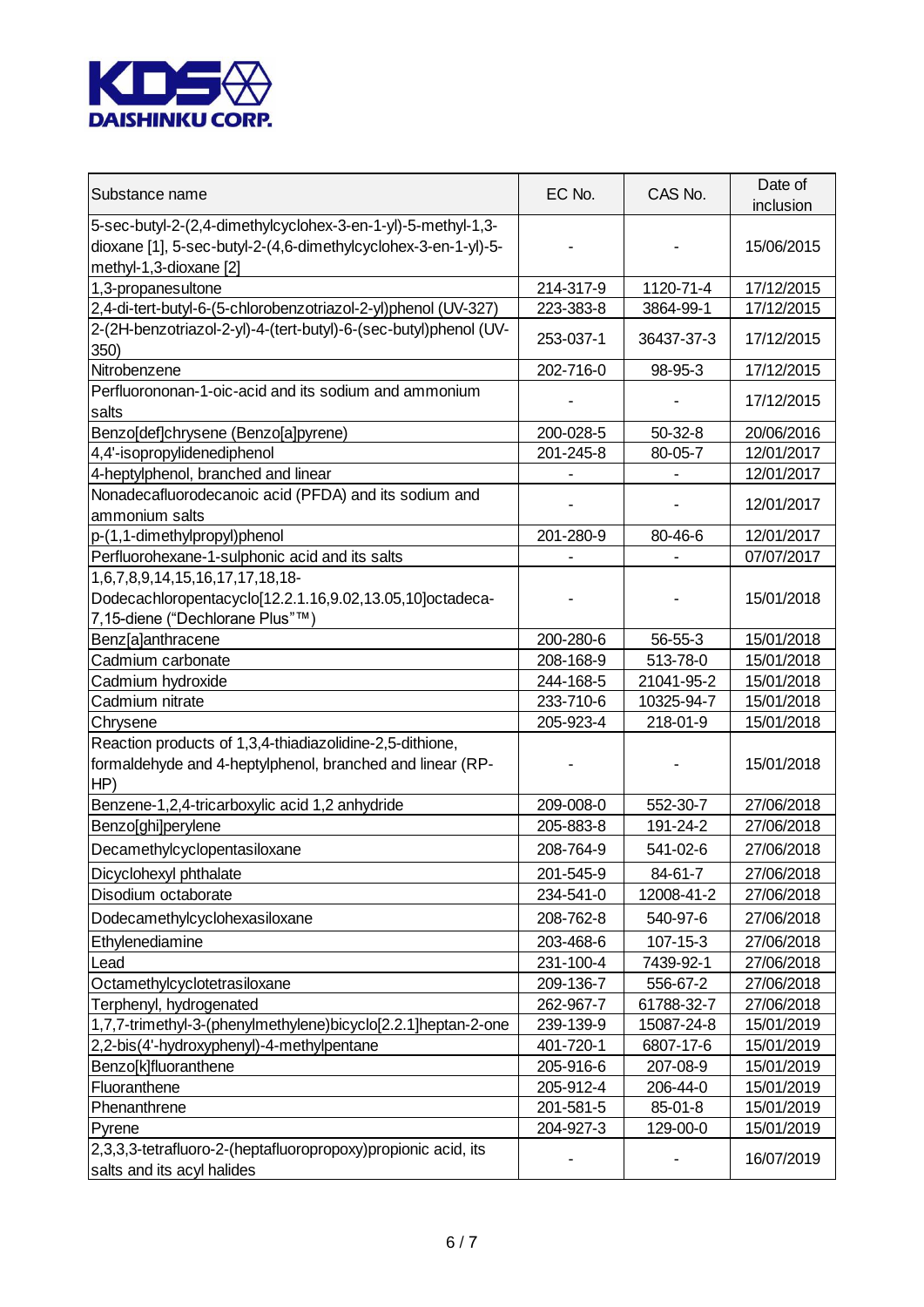| Substance name | EC No. | CAS No. | Date of inclusion |
| --- | --- | --- | --- |
| 5-sec-butyl-2-(2,4-dimethylcyclohex-3-en-1-yl)-5-methyl-1,3-dioxane [1], 5-sec-butyl-2-(4,6-dimethylcyclohex-3-en-1-yl)-5-methyl-1,3-dioxane [2] | - | - | 15/06/2015 |
| 1,3-propanesultone | 214-317-9 | 1120-71-4 | 17/12/2015 |
| 2,4-di-tert-butyl-6-(5-chlorobenzotriazol-2-yl)phenol (UV-327) | 223-383-8 | 3864-99-1 | 17/12/2015 |
| 2-(2H-benzotriazol-2-yl)-4-(tert-butyl)-6-(sec-butyl)phenol (UV-350) | 253-037-1 | 36437-37-3 | 17/12/2015 |
| Nitrobenzene | 202-716-0 | 98-95-3 | 17/12/2015 |
| Perfluorononan-1-oic-acid and its sodium and ammonium salts | - | - | 17/12/2015 |
| Benzo[def]chrysene (Benzo[a]pyrene) | 200-028-5 | 50-32-8 | 20/06/2016 |
| 4,4'-isopropylidenediphenol | 201-245-8 | 80-05-7 | 12/01/2017 |
| 4-heptylphenol, branched and linear | - | - | 12/01/2017 |
| Nonadecafluorodecanoic acid (PFDA) and its sodium and ammonium salts | - | - | 12/01/2017 |
| p-(1,1-dimethylpropyl)phenol | 201-280-9 | 80-46-6 | 12/01/2017 |
| Perfluorohexane-1-sulphonic acid and its salts | - | - | 07/07/2017 |
| 1,6,7,8,9,14,15,16,17,17,18,18-Dodecachloropentacyclo[12.2.1.16,9.02,13.05,10]octadeca-7,15-diene ("Dechlorane Plus"™) | - | - | 15/01/2018 |
| Benz[a]anthracene | 200-280-6 | 56-55-3 | 15/01/2018 |
| Cadmium carbonate | 208-168-9 | 513-78-0 | 15/01/2018 |
| Cadmium hydroxide | 244-168-5 | 21041-95-2 | 15/01/2018 |
| Cadmium nitrate | 233-710-6 | 10325-94-7 | 15/01/2018 |
| Chrysene | 205-923-4 | 218-01-9 | 15/01/2018 |
| Reaction products of 1,3,4-thiadiazolidine-2,5-dithione, formaldehyde and 4-heptylphenol, branched and linear (RP-HP) | - | - | 15/01/2018 |
| Benzene-1,2,4-tricarboxylic acid 1,2 anhydride | 209-008-0 | 552-30-7 | 27/06/2018 |
| Benzo[ghi]perylene | 205-883-8 | 191-24-2 | 27/06/2018 |
| Decamethylcyclopentasiloxane | 208-764-9 | 541-02-6 | 27/06/2018 |
| Dicyclohexyl phthalate | 201-545-9 | 84-61-7 | 27/06/2018 |
| Disodium octaborate | 234-541-0 | 12008-41-2 | 27/06/2018 |
| Dodecamethylcyclohexasiloxane | 208-762-8 | 540-97-6 | 27/06/2018 |
| Ethylenediamine | 203-468-6 | 107-15-3 | 27/06/2018 |
| Lead | 231-100-4 | 7439-92-1 | 27/06/2018 |
| Octamethylcyclotetrasiloxane | 209-136-7 | 556-67-2 | 27/06/2018 |
| Terphenyl, hydrogenated | 262-967-7 | 61788-32-7 | 27/06/2018 |
| 1,7,7-trimethyl-3-(phenylmethylene)bicyclo[2.2.1]heptan-2-one | 239-139-9 | 15087-24-8 | 15/01/2019 |
| 2,2-bis(4'-hydroxyphenyl)-4-methylpentane | 401-720-1 | 6807-17-6 | 15/01/2019 |
| Benzo[k]fluoranthene | 205-916-6 | 207-08-9 | 15/01/2019 |
| Fluoranthene | 205-912-4 | 206-44-0 | 15/01/2019 |
| Phenanthrene | 201-581-5 | 85-01-8 | 15/01/2019 |
| Pyrene | 204-927-3 | 129-00-0 | 15/01/2019 |
| 2,3,3,3-tetrafluoro-2-(heptafluoropropoxy)propionic acid, its salts and its acyl halides | - | - | 16/07/2019 |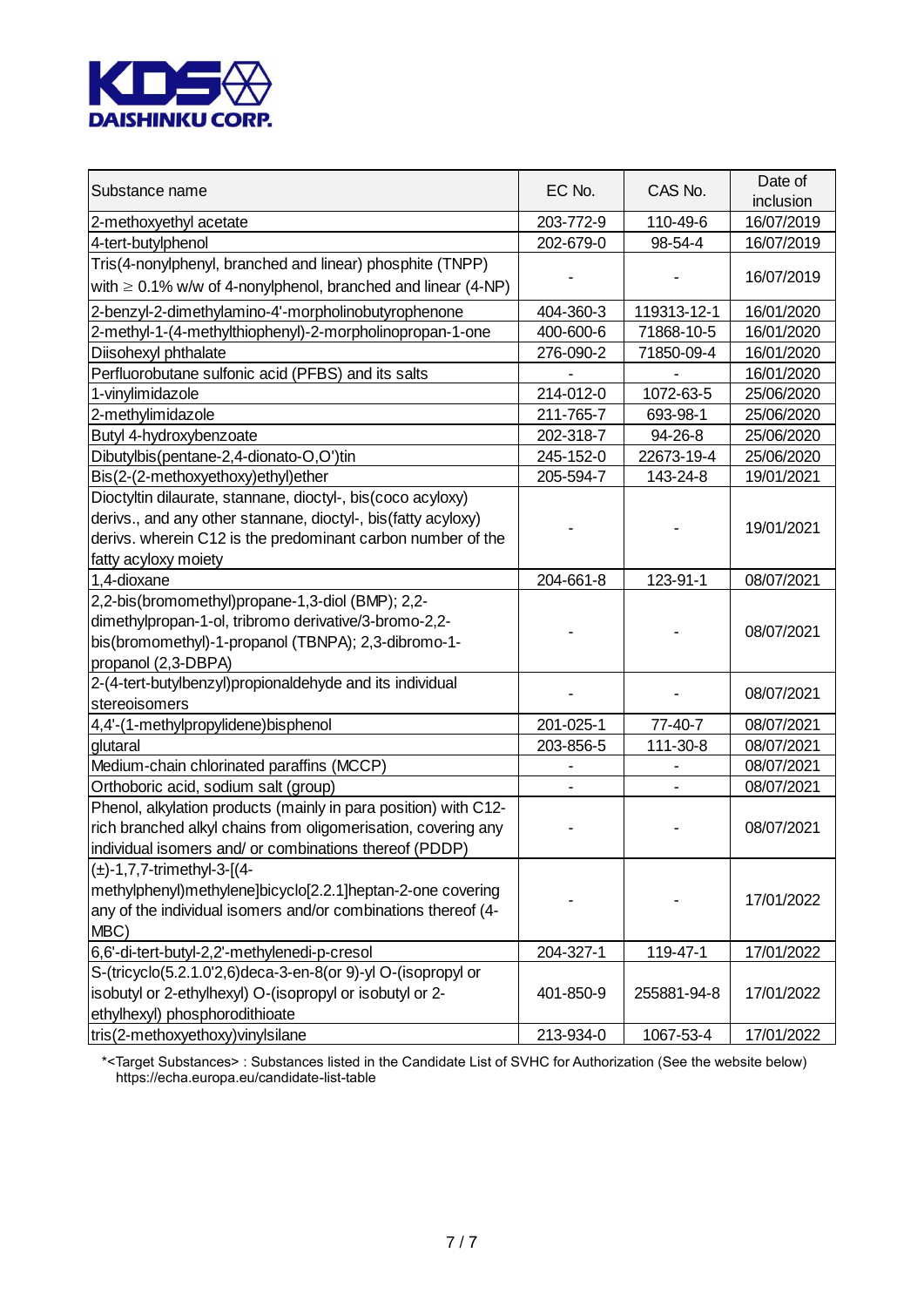| Substance name | EC No. | CAS No. | Date of inclusion |
|---|---|---|---|
| 2-methoxyethyl acetate | 203-772-9 | 110-49-6 | 16/07/2019 |
| 4-tert-butylphenol | 202-679-0 | 98-54-4 | 16/07/2019 |
| Tris(4-nonylphenyl, branched and linear) phosphite (TNPP) with ≥ 0.1% w/w of 4-nonylphenol, branched and linear (4-NP) | - | - | 16/07/2019 |
| 2-benzyl-2-dimethylamino-4'-morpholinobutyrophenone | 404-360-3 | 119313-12-1 | 16/01/2020 |
| 2-methyl-1-(4-methylthiophenyl)-2-morpholinopropan-1-one | 400-600-6 | 71868-10-5 | 16/01/2020 |
| Diisohexyl phthalate | 276-090-2 | 71850-09-4 | 16/01/2020 |
| Perfluorobutane sulfonic acid (PFBS) and its salts | - | - | 16/01/2020 |
| 1-vinylimidazole | 214-012-0 | 1072-63-5 | 25/06/2020 |
| 2-methylimidazole | 211-765-7 | 693-98-1 | 25/06/2020 |
| Butyl 4-hydroxybenzoate | 202-318-7 | 94-26-8 | 25/06/2020 |
| Dibutylbis(pentane-2,4-dionato-O,O')tin | 245-152-0 | 22673-19-4 | 25/06/2020 |
| Bis(2-(2-methoxyethoxy)ethyl)ether | 205-594-7 | 143-24-8 | 19/01/2021 |
| Dioctyltin dilaurate, stannane, dioctyl-, bis(coco acyloxy) derivs., and any other stannane, dioctyl-, bis(fatty acyloxy) derivs. wherein C12 is the predominant carbon number of the fatty acyloxy moiety | - | - | 19/01/2021 |
| 1,4-dioxane | 204-661-8 | 123-91-1 | 08/07/2021 |
| 2,2-bis(bromomethyl)propane-1,3-diol (BMP); 2,2-dimethylpropan-1-ol, tribromo derivative/3-bromo-2,2-bis(bromomethyl)-1-propanol (TBNPA); 2,3-dibromo-1-propanol (2,3-DBPA) | - | - | 08/07/2021 |
| 2-(4-tert-butylbenzyl)propionaldehyde and its individual stereoisomers | - | - | 08/07/2021 |
| 4,4'-(1-methylpropylidene)bisphenol | 201-025-1 | 77-40-7 | 08/07/2021 |
| glutaral | 203-856-5 | 111-30-8 | 08/07/2021 |
| Medium-chain chlorinated paraffins (MCCP) | - | - | 08/07/2021 |
| Orthoboric acid, sodium salt (group) | - | - | 08/07/2021 |
| Phenol, alkylation products (mainly in para position) with C12-rich branched alkyl chains from oligomerisation, covering any individual isomers and/ or combinations thereof (PDDP) | - | - | 08/07/2021 |
| (±)-1,7,7-trimethyl-3-[(4-methylphenyl)methylene]bicyclo[2.2.1]heptan-2-one covering any of the individual isomers and/or combinations thereof (4-MBC) | - | - | 17/01/2022 |
| 6,6'-di-tert-butyl-2,2'-methylenedi-p-cresol | 204-327-1 | 119-47-1 | 17/01/2022 |
| S-(tricyclo(5.2.1.0'2,6)deca-3-en-8(or 9)-yl O-(isopropyl or isobutyl or 2-ethylhexyl) O-(isopropyl or isobutyl or 2-ethylhexyl) phosphorodithioate | 401-850-9 | 255881-94-8 | 17/01/2022 |
| tris(2-methoxyethoxy)vinylsilane | 213-934-0 | 1067-53-4 | 17/01/2022 |

*<Target Substances> : Substances listed in the Candidate List of SVHC for Authorization (See the website below)
https://echa.europa.eu/candidate-list-table